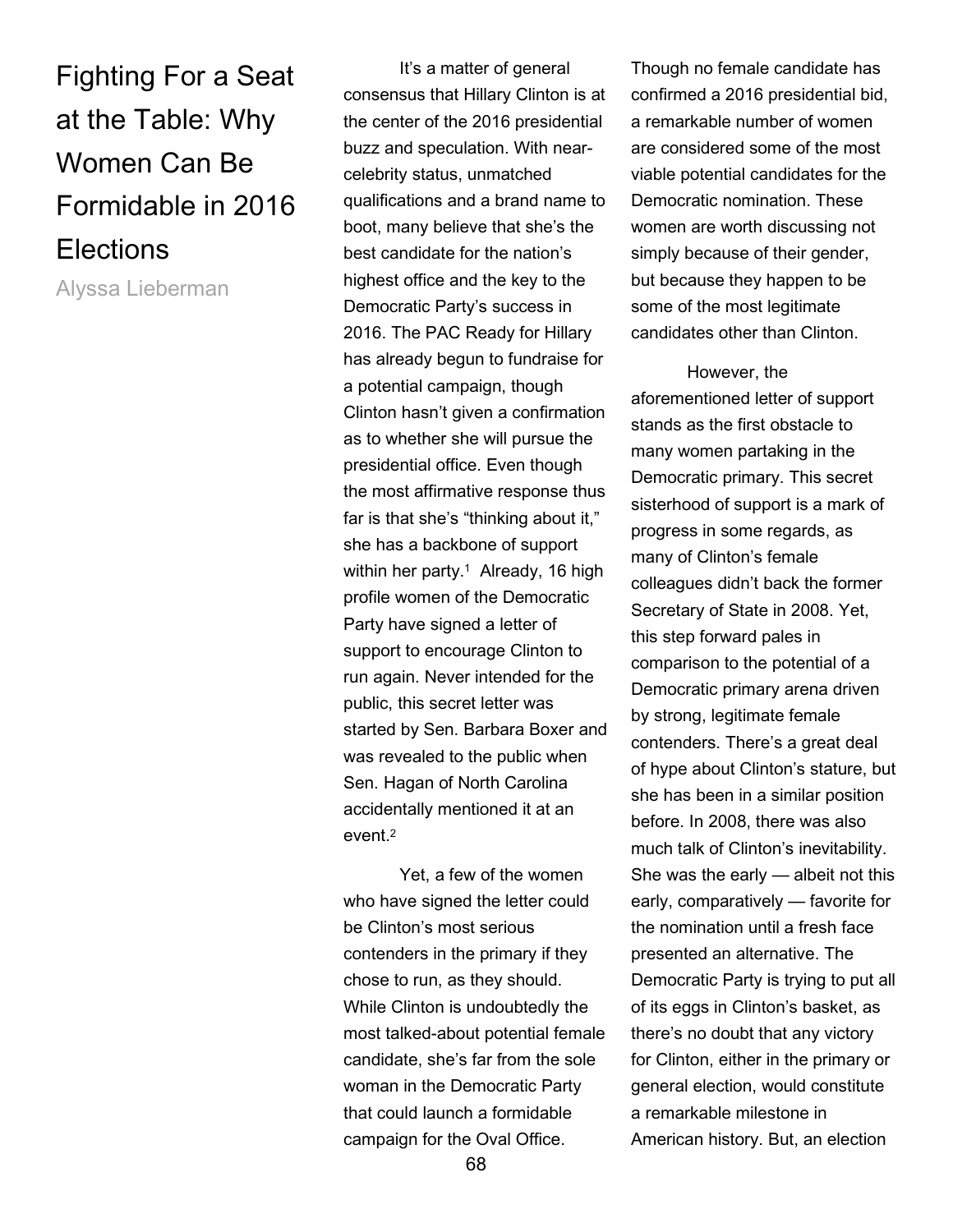# Fighting For a Seat at the Table: Why Women Can Be Formidable in 2016 Elections

Alyssa Lieberman

It's a matter of general consensus that Hillary Clinton is at the center of the 2016 presidential buzz and speculation. With near-celebrity status, unmatched qualifications and a brand name to boot, many believe that she's the best candidate for the nation's highest office and the key to the Democratic Party's success in 2016. The PAC Ready for Hillary has already begun to fundraise for a potential campaign, though Clinton hasn't given a confirmation as to whether she will pursue the presidential office. Even though the most affirmative response thus far is that she's "thinking about it," she has a backbone of support within her party.[1] Already, 16 high profile women of the Democratic Party have signed a letter of support to encourage Clinton to run again. Never intended for the public, this secret letter was started by Sen. Barbara Boxer and was revealed to the public when Sen. Hagan of North Carolina accidentally mentioned it at an event.[2]

Yet, a few of the women who have signed the letter could be Clinton's most serious contenders in the primary if they chose to run, as they should. While Clinton is undoubtedly the most talked-about potential female candidate, she's far from the sole woman in the Democratic Party that could launch a formidable campaign for the Oval Office. Though no female candidate has confirmed a 2016 presidential bid, a remarkable number of women are considered some of the most viable potential candidates for the Democratic nomination. These women are worth discussing not simply because of their gender, but because they happen to be some of the most legitimate candidates other than Clinton.

However, the aforementioned letter of support stands as the first obstacle to many women partaking in the Democratic primary. This secret sisterhood of support is a mark of progress in some regards, as many of Clinton's female colleagues didn't back the former Secretary of State in 2008. Yet, this step forward pales in comparison to the potential of a Democratic primary arena driven by strong, legitimate female contenders. There's a great deal of hype about Clinton's stature, but she has been in a similar position before. In 2008, there was also much talk of Clinton's inevitability. She was the early — albeit not this early, comparatively — favorite for the nomination until a fresh face presented an alternative. The Democratic Party is trying to put all of its eggs in Clinton's basket, as there's no doubt that any victory for Clinton, either in the primary or general election, would constitute a remarkable milestone in American history. But, an election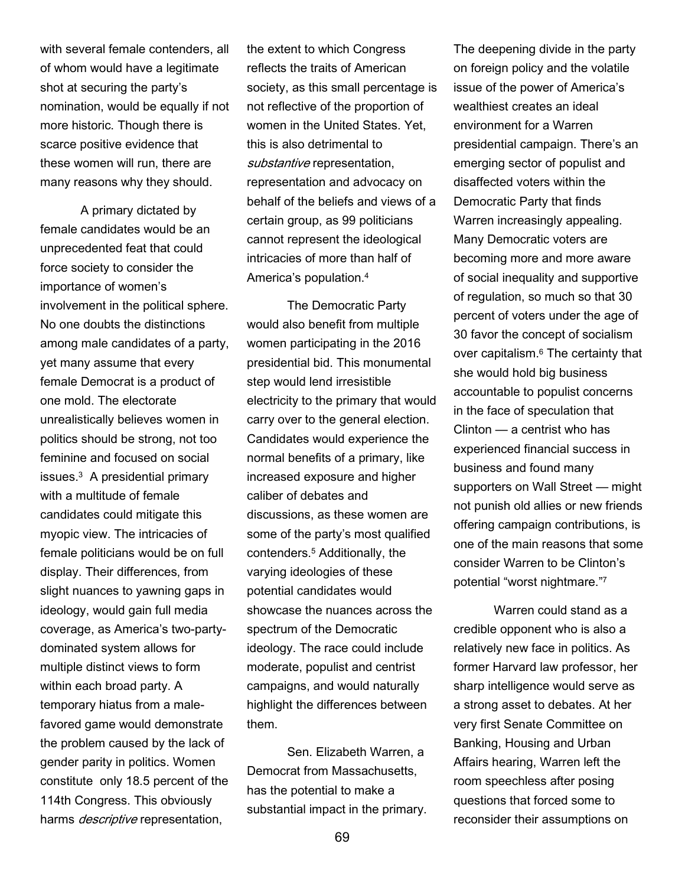with several female contenders, all of whom would have a legitimate shot at securing the party's nomination, would be equally if not more historic. Though there is scarce positive evidence that these women will run, there are many reasons why they should.

A primary dictated by female candidates would be an unprecedented feat that could force society to consider the importance of women's involvement in the political sphere. No one doubts the distinctions among male candidates of a party, yet many assume that every female Democrat is a product of one mold. The electorate unrealistically believes women in politics should be strong, not too feminine and focused on social issues.[3] A presidential primary with a multitude of female candidates could mitigate this myopic view. The intricacies of female politicians would be on full display. Their differences, from slight nuances to yawning gaps in ideology, would gain full media coverage, as America's two-party-dominated system allows for multiple distinct views to form within each broad party. A temporary hiatus from a male-favored game would demonstrate the problem caused by the lack of gender parity in politics. Women constitute only 18.5 percent of the 114th Congress. This obviously harms *descriptive* representation, the extent to which Congress reflects the traits of American society, as this small percentage is not reflective of the proportion of women in the United States. Yet, this is also detrimental to *substantive* representation, representation and advocacy on behalf of the beliefs and views of a certain group, as 99 politicians cannot represent the ideological intricacies of more than half of America's population.[4]

The Democratic Party would also benefit from multiple women participating in the 2016 presidential bid. This monumental step would lend irresistible electricity to the primary that would carry over to the general election. Candidates would experience the normal benefits of a primary, like increased exposure and higher caliber of debates and discussions, as these women are some of the party's most qualified contenders.[5] Additionally, the varying ideologies of these potential candidates would showcase the nuances across the spectrum of the Democratic ideology. The race could include moderate, populist and centrist campaigns, and would naturally highlight the differences between them.

Sen. Elizabeth Warren, a Democrat from Massachusetts, has the potential to make a substantial impact in the primary. The deepening divide in the party on foreign policy and the volatile issue of the power of America's wealthiest creates an ideal environment for a Warren presidential campaign. There's an emerging sector of populist and disaffected voters within the Democratic Party that finds Warren increasingly appealing. Many Democratic voters are becoming more and more aware of social inequality and supportive of regulation, so much so that 30 percent of voters under the age of 30 favor the concept of socialism over capitalism.[6] The certainty that she would hold big business accountable to populist concerns in the face of speculation that Clinton — a centrist who has experienced financial success in business and found many supporters on Wall Street — might not punish old allies or new friends offering campaign contributions, is one of the main reasons that some consider Warren to be Clinton's potential "worst nightmare."[7]

Warren could stand as a credible opponent who is also a relatively new face in politics. As former Harvard law professor, her sharp intelligence would serve as a strong asset to debates. At her very first Senate Committee on Banking, Housing and Urban Affairs hearing, Warren left the room speechless after posing questions that forced some to reconsider their assumptions on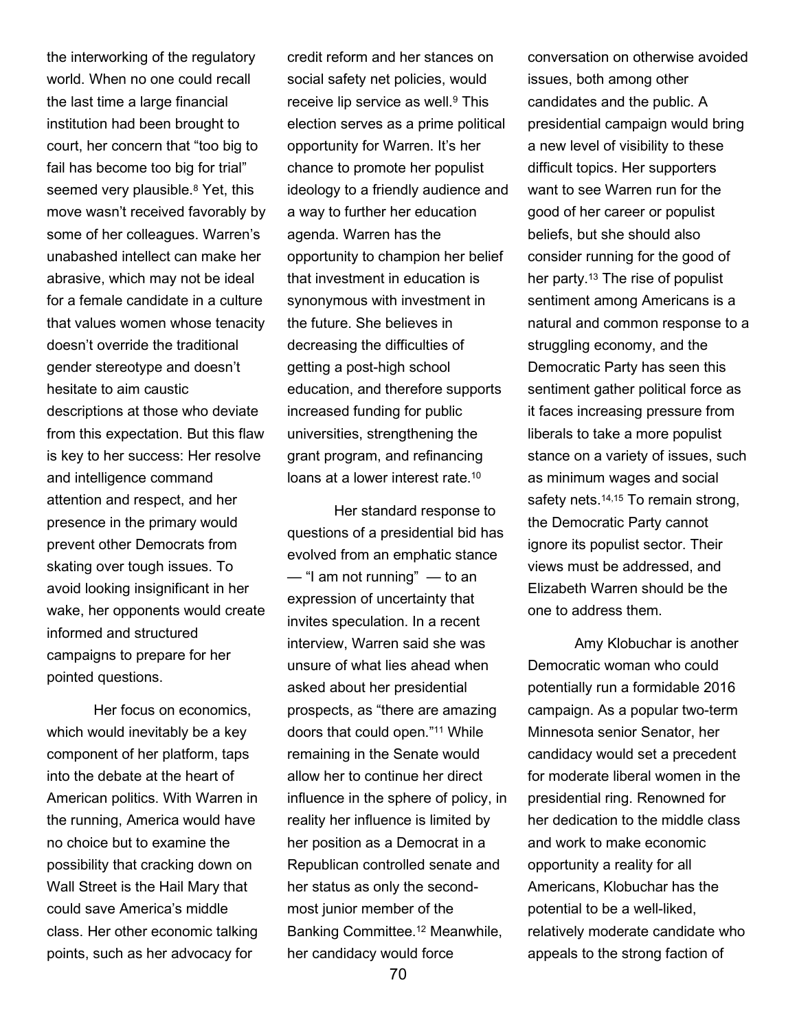the interworking of the regulatory world. When no one could recall the last time a large financial institution had been brought to court, her concern that "too big to fail has become too big for trial" seemed very plausible.[8] Yet, this move wasn't received favorably by some of her colleagues. Warren's unabashed intellect can make her abrasive, which may not be ideal for a female candidate in a culture that values women whose tenacity doesn't override the traditional gender stereotype and doesn't hesitate to aim caustic descriptions at those who deviate from this expectation. But this flaw is key to her success: Her resolve and intelligence command attention and respect, and her presence in the primary would prevent other Democrats from skating over tough issues. To avoid looking insignificant in her wake, her opponents would create informed and structured campaigns to prepare for her pointed questions.

Her focus on economics, which would inevitably be a key component of her platform, taps into the debate at the heart of American politics. With Warren in the running, America would have no choice but to examine the possibility that cracking down on Wall Street is the Hail Mary that could save America's middle class. Her other economic talking points, such as her advocacy for credit reform and her stances on social safety net policies, would receive lip service as well.[9] This election serves as a prime political opportunity for Warren. It's her chance to promote her populist ideology to a friendly audience and a way to further her education agenda. Warren has the opportunity to champion her belief that investment in education is synonymous with investment in the future. She believes in decreasing the difficulties of getting a post-high school education, and therefore supports increased funding for public universities, strengthening the grant program, and refinancing loans at a lower interest rate.[10]

Her standard response to questions of a presidential bid has evolved from an emphatic stance — "I am not running" — to an expression of uncertainty that invites speculation. In a recent interview, Warren said she was unsure of what lies ahead when asked about her presidential prospects, as "there are amazing doors that could open."[11] While remaining in the Senate would allow her to continue her direct influence in the sphere of policy, in reality her influence is limited by her position as a Democrat in a Republican controlled senate and her status as only the second-most junior member of the Banking Committee.[12] Meanwhile, her candidacy would force conversation on otherwise avoided issues, both among other candidates and the public. A presidential campaign would bring a new level of visibility to these difficult topics. Her supporters want to see Warren run for the good of her career or populist beliefs, but she should also consider running for the good of her party.[13] The rise of populist sentiment among Americans is a natural and common response to a struggling economy, and the Democratic Party has seen this sentiment gather political force as it faces increasing pressure from liberals to take a more populist stance on a variety of issues, such as minimum wages and social safety nets.[14,15] To remain strong, the Democratic Party cannot ignore its populist sector. Their views must be addressed, and Elizabeth Warren should be the one to address them.

Amy Klobuchar is another Democratic woman who could potentially run a formidable 2016 campaign. As a popular two-term Minnesota senior Senator, her candidacy would set a precedent for moderate liberal women in the presidential ring. Renowned for her dedication to the middle class and work to make economic opportunity a reality for all Americans, Klobuchar has the potential to be a well-liked, relatively moderate candidate who appeals to the strong faction of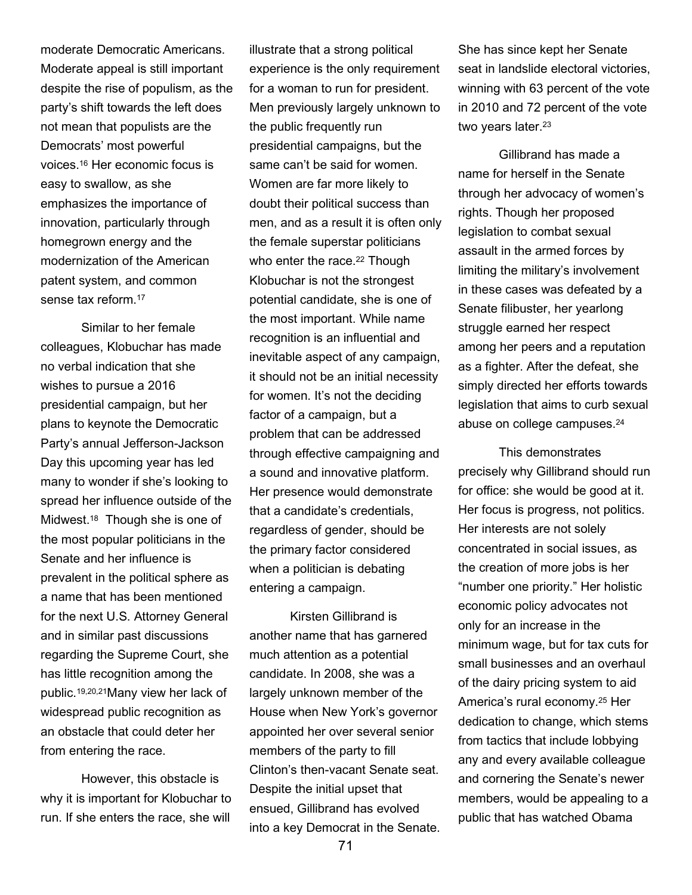moderate Democratic Americans. Moderate appeal is still important despite the rise of populism, as the party's shift towards the left does not mean that populists are the Democrats' most powerful voices.[16] Her economic focus is easy to swallow, as she emphasizes the importance of innovation, particularly through homegrown energy and the modernization of the American patent system, and common sense tax reform.[17]

Similar to her female colleagues, Klobuchar has made no verbal indication that she wishes to pursue a 2016 presidential campaign, but her plans to keynote the Democratic Party's annual Jefferson-Jackson Day this upcoming year has led many to wonder if she's looking to spread her influence outside of the Midwest.[18] Though she is one of the most popular politicians in the Senate and her influence is prevalent in the political sphere as a name that has been mentioned for the next U.S. Attorney General and in similar past discussions regarding the Supreme Court, she has little recognition among the public.[19,20,21] Many view her lack of widespread public recognition as an obstacle that could deter her from entering the race.

However, this obstacle is why it is important for Klobuchar to run. If she enters the race, she will illustrate that a strong political experience is the only requirement for a woman to run for president. Men previously largely unknown to the public frequently run presidential campaigns, but the same can't be said for women. Women are far more likely to doubt their political success than men, and as a result it is often only the female superstar politicians who enter the race.[22] Though Klobuchar is not the strongest potential candidate, she is one of the most important. While name recognition is an influential and inevitable aspect of any campaign, it should not be an initial necessity for women. It's not the deciding factor of a campaign, but a problem that can be addressed through effective campaigning and a sound and innovative platform. Her presence would demonstrate that a candidate's credentials, regardless of gender, should be the primary factor considered when a politician is debating entering a campaign.

Kirsten Gillibrand is another name that has garnered much attention as a potential candidate. In 2008, she was a largely unknown member of the House when New York's governor appointed her over several senior members of the party to fill Clinton's then-vacant Senate seat. Despite the initial upset that ensued, Gillibrand has evolved into a key Democrat in the Senate. She has since kept her Senate seat in landslide electoral victories, winning with 63 percent of the vote in 2010 and 72 percent of the vote two years later.[23]

Gillibrand has made a name for herself in the Senate through her advocacy of women's rights. Though her proposed legislation to combat sexual assault in the armed forces by limiting the military's involvement in these cases was defeated by a Senate filibuster, her yearlong struggle earned her respect among her peers and a reputation as a fighter. After the defeat, she simply directed her efforts towards legislation that aims to curb sexual abuse on college campuses.[24]

This demonstrates precisely why Gillibrand should run for office: she would be good at it. Her focus is progress, not politics. Her interests are not solely concentrated in social issues, as the creation of more jobs is her "number one priority." Her holistic economic policy advocates not only for an increase in the minimum wage, but for tax cuts for small businesses and an overhaul of the dairy pricing system to aid America's rural economy.[25] Her dedication to change, which stems from tactics that include lobbying any and every available colleague and cornering the Senate's newer members, would be appealing to a public that has watched Obama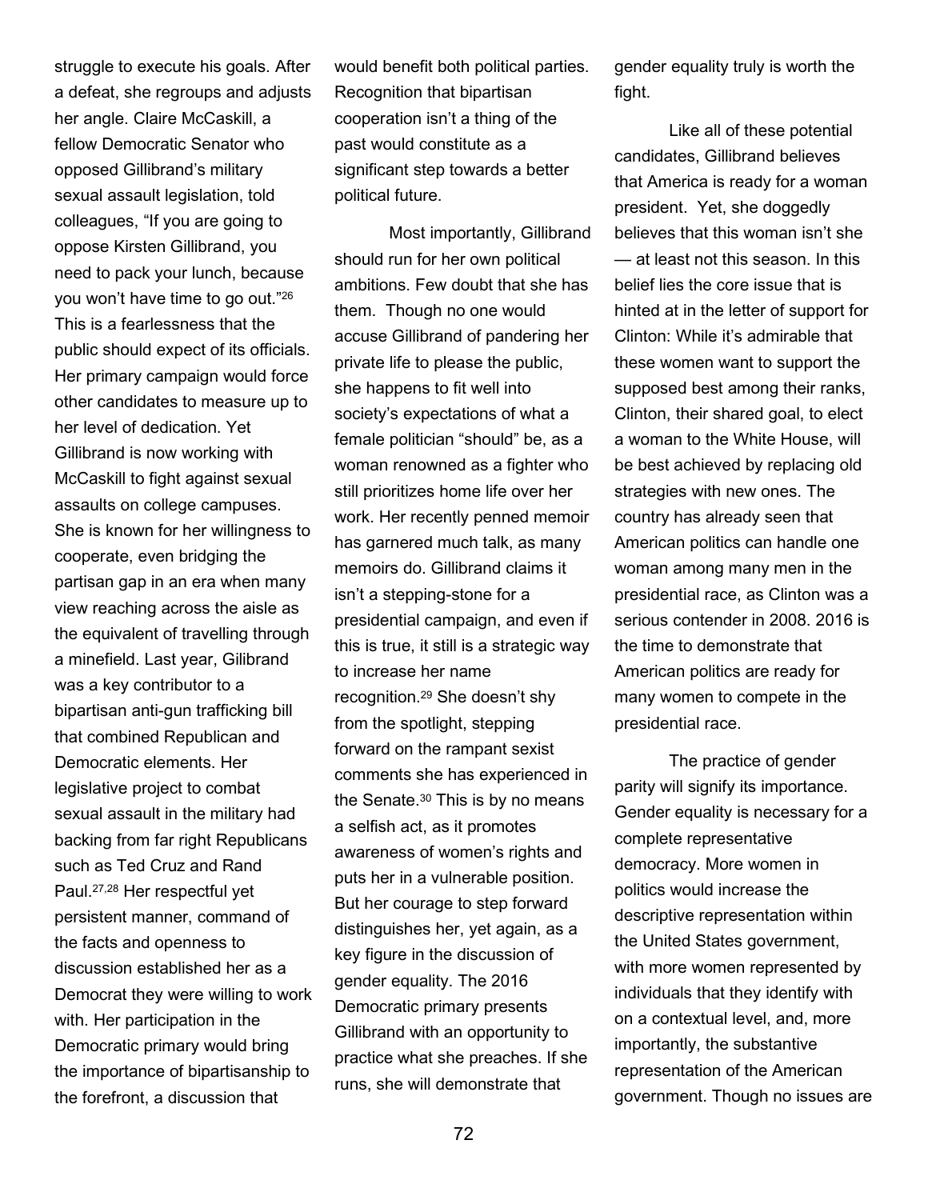struggle to execute his goals. After a defeat, she regroups and adjusts her angle. Claire McCaskill, a fellow Democratic Senator who opposed Gillibrand's military sexual assault legislation, told colleagues, "If you are going to oppose Kirsten Gillibrand, you need to pack your lunch, because you won't have time to go out."[26] This is a fearlessness that the public should expect of its officials. Her primary campaign would force other candidates to measure up to her level of dedication. Yet Gillibrand is now working with McCaskill to fight against sexual assaults on college campuses. She is known for her willingness to cooperate, even bridging the partisan gap in an era when many view reaching across the aisle as the equivalent of travelling through a minefield. Last year, Gilibrand was a key contributor to a bipartisan anti-gun trafficking bill that combined Republican and Democratic elements. Her legislative project to combat sexual assault in the military had backing from far right Republicans such as Ted Cruz and Rand Paul.[27,28] Her respectful yet persistent manner, command of the facts and openness to discussion established her as a Democrat they were willing to work with. Her participation in the Democratic primary would bring the importance of bipartisanship to the forefront, a discussion that would benefit both political parties. Recognition that bipartisan cooperation isn't a thing of the past would constitute as a significant step towards a better political future.

Most importantly, Gillibrand should run for her own political ambitions. Few doubt that she has them. Though no one would accuse Gillibrand of pandering her private life to please the public, she happens to fit well into society's expectations of what a female politician "should" be, as a woman renowned as a fighter who still prioritizes home life over her work. Her recently penned memoir has garnered much talk, as many memoirs do. Gillibrand claims it isn't a stepping-stone for a presidential campaign, and even if this is true, it still is a strategic way to increase her name recognition.[29] She doesn't shy from the spotlight, stepping forward on the rampant sexist comments she has experienced in the Senate.[30] This is by no means a selfish act, as it promotes awareness of women's rights and puts her in a vulnerable position. But her courage to step forward distinguishes her, yet again, as a key figure in the discussion of gender equality. The 2016 Democratic primary presents Gillibrand with an opportunity to practice what she preaches. If she runs, she will demonstrate that gender equality truly is worth the fight.

Like all of these potential candidates, Gillibrand believes that America is ready for a woman president. Yet, she doggedly believes that this woman isn't she — at least not this season. In this belief lies the core issue that is hinted at in the letter of support for Clinton: While it's admirable that these women want to support the supposed best among their ranks, Clinton, their shared goal, to elect a woman to the White House, will be best achieved by replacing old strategies with new ones. The country has already seen that American politics can handle one woman among many men in the presidential race, as Clinton was a serious contender in 2008. 2016 is the time to demonstrate that American politics are ready for many women to compete in the presidential race.

The practice of gender parity will signify its importance. Gender equality is necessary for a complete representative democracy. More women in politics would increase the descriptive representation within the United States government, with more women represented by individuals that they identify with on a contextual level, and, more importantly, the substantive representation of the American government. Though no issues are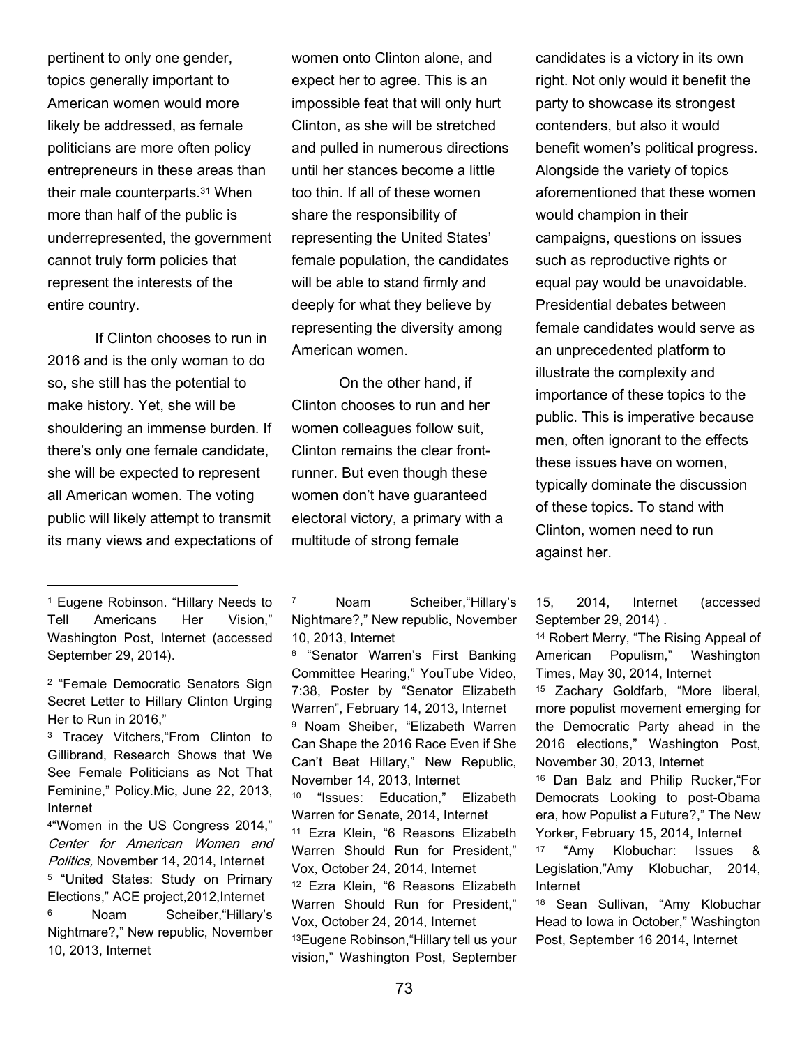pertinent to only one gender, topics generally important to American women would more likely be addressed, as female politicians are more often policy entrepreneurs in these areas than their male counterparts.[31] When more than half of the public is underrepresented, the government cannot truly form policies that represent the interests of the entire country.

If Clinton chooses to run in 2016 and is the only woman to do so, she still has the potential to make history. Yet, she will be shouldering an immense burden. If there's only one female candidate, she will be expected to represent all American women. The voting public will likely attempt to transmit its many views and expectations of women onto Clinton alone, and expect her to agree. This is an impossible feat that will only hurt Clinton, as she will be stretched and pulled in numerous directions until her stances become a little too thin. If all of these women share the responsibility of representing the United States' female population, the candidates will be able to stand firmly and deeply for what they believe by representing the diversity among American women.

On the other hand, if Clinton chooses to run and her women colleagues follow suit, Clinton remains the clear front-runner. But even though these women don't have guaranteed electoral victory, a primary with a multitude of strong female candidates is a victory in its own right. Not only would it benefit the party to showcase its strongest contenders, but also it would benefit women's political progress. Alongside the variety of topics aforementioned that these women would champion in their campaigns, questions on issues such as reproductive rights or equal pay would be unavoidable. Presidential debates between female candidates would serve as an unprecedented platform to illustrate the complexity and importance of these topics to the public. This is imperative because men, often ignorant to the effects these issues have on women, typically dominate the discussion of these topics. To stand with Clinton, women need to run against her.

---

[1] Eugene Robinson. "Hillary Needs to Tell Americans Her Vision," Washington Post, Internet (accessed September 29, 2014).

[2] "Female Democratic Senators Sign Secret Letter to Hillary Clinton Urging Her to Run in 2016,"

[3] Tracey Vitchers,"From Clinton to Gillibrand, Research Shows that We See Female Politicians as Not That Feminine," Policy.Mic, June 22, 2013, Internet

[4] "Women in the US Congress 2014," *Center for American Women and Politics,* November 14, 2014, Internet

[5] "United States: Study on Primary Elections," ACE project,2012,Internet

[6] Noam Scheiber,"Hillary's Nightmare?," New republic, November 10, 2013, Internet

[7] Noam Scheiber,"Hillary's Nightmare?," New republic, November 10, 2013, Internet

[8] "Senator Warren's First Banking Committee Hearing," YouTube Video, 7:38, Poster by "Senator Elizabeth Warren", February 14, 2013, Internet

[9] Noam Sheiber, "Elizabeth Warren Can Shape the 2016 Race Even if She Can't Beat Hillary," New Republic, November 14, 2013, Internet

[10] "Issues: Education," Elizabeth Warren for Senate, 2014, Internet

[11] Ezra Klein, "6 Reasons Elizabeth Warren Should Run for President," Vox, October 24, 2014, Internet

[12] Ezra Klein, "6 Reasons Elizabeth Warren Should Run for President," Vox, October 24, 2014, Internet

[13] Eugene Robinson,"Hillary tell us your vision," Washington Post, September 15, 2014, Internet (accessed September 29, 2014) .

[14] Robert Merry, "The Rising Appeal of American Populism," Washington Times, May 30, 2014, Internet

[15] Zachary Goldfarb, "More liberal, more populist movement emerging for the Democratic Party ahead in the 2016 elections," Washington Post, November 30, 2013, Internet

[16] Dan Balz and Philip Rucker,"For Democrats Looking to post-Obama era, how Populist a Future?," The New Yorker, February 15, 2014, Internet

[17] "Amy Klobuchar: Issues & Legislation,"Amy Klobuchar, 2014, Internet

[18] Sean Sullivan, "Amy Klobuchar Head to Iowa in October," Washington Post, September 16 2014, Internet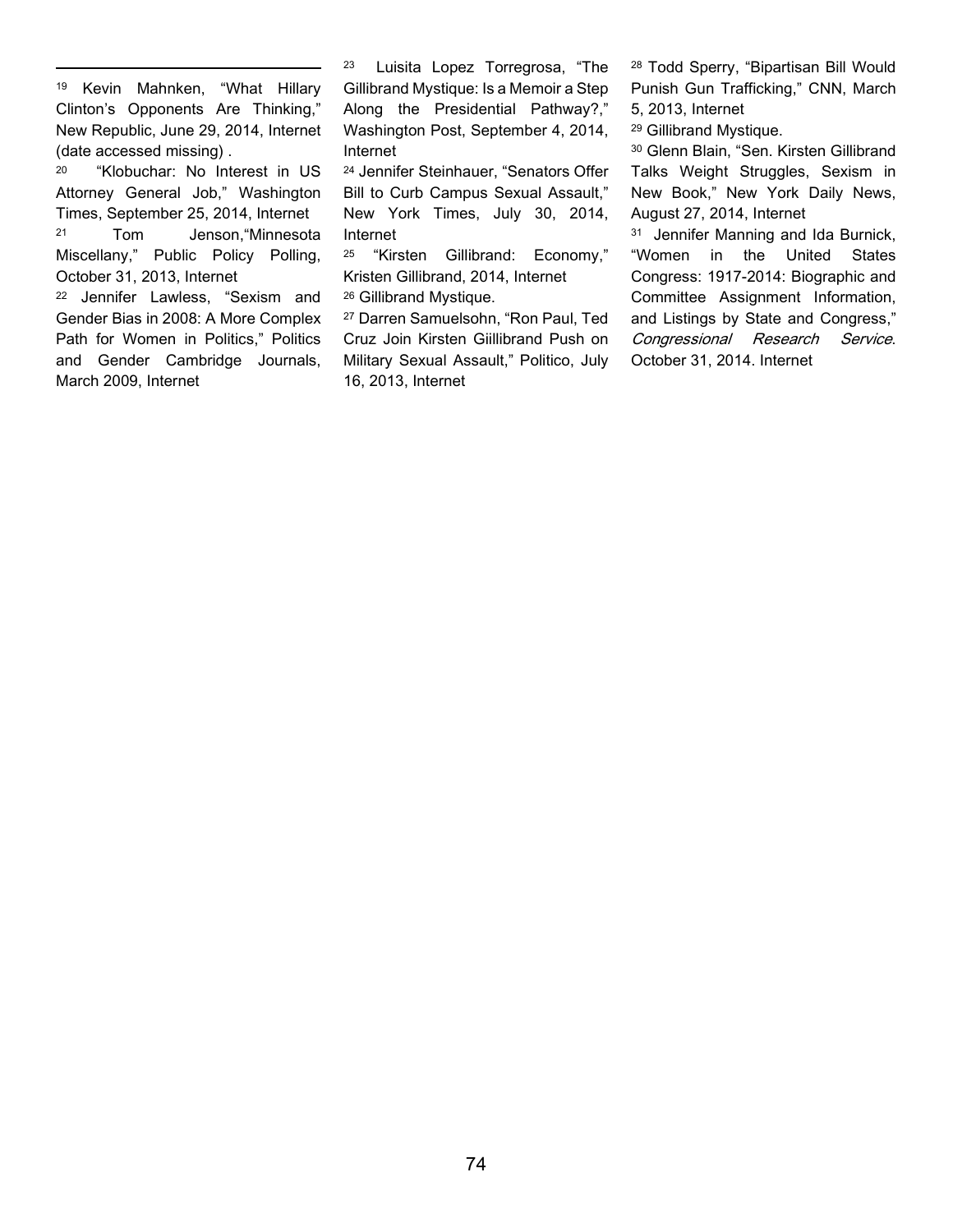[19] Kevin Mahnken, "What Hillary Clinton's Opponents Are Thinking," New Republic, June 29, 2014, Internet (date accessed missing) .

[20] "Klobuchar: No Interest in US Attorney General Job," Washington Times, September 25, 2014, Internet

[21] Tom Jenson,"Minnesota Miscellany," Public Policy Polling, October 31, 2013, Internet

[22] Jennifer Lawless, "Sexism and Gender Bias in 2008: A More Complex Path for Women in Politics," Politics and Gender Cambridge Journals, March 2009, Internet

[23] Luisita Lopez Torregrosa, "The Gillibrand Mystique: Is a Memoir a Step Along the Presidential Pathway?," Washington Post, September 4, 2014, Internet

[24] Jennifer Steinhauer, "Senators Offer Bill to Curb Campus Sexual Assault," New York Times, July 30, 2014, Internet

[25] "Kirsten Gillibrand: Economy," Kristen Gillibrand, 2014, Internet

[26] Gillibrand Mystique.

[27] Darren Samuelsohn, "Ron Paul, Ted Cruz Join Kirsten Giillibrand Push on Military Sexual Assault," Politico, July 16, 2013, Internet

[28] Todd Sperry, "Bipartisan Bill Would Punish Gun Trafficking," CNN, March 5, 2013, Internet

[29] Gillibrand Mystique.

[30] Glenn Blain, "Sen. Kirsten Gillibrand Talks Weight Struggles, Sexism in New Book," New York Daily News, August 27, 2014, Internet

[31] Jennifer Manning and Ida Burnick, "Women in the United States Congress: 1917-2014: Biographic and Committee Assignment Information, and Listings by State and Congress," *Congressional Research Service*. October 31, 2014. Internet